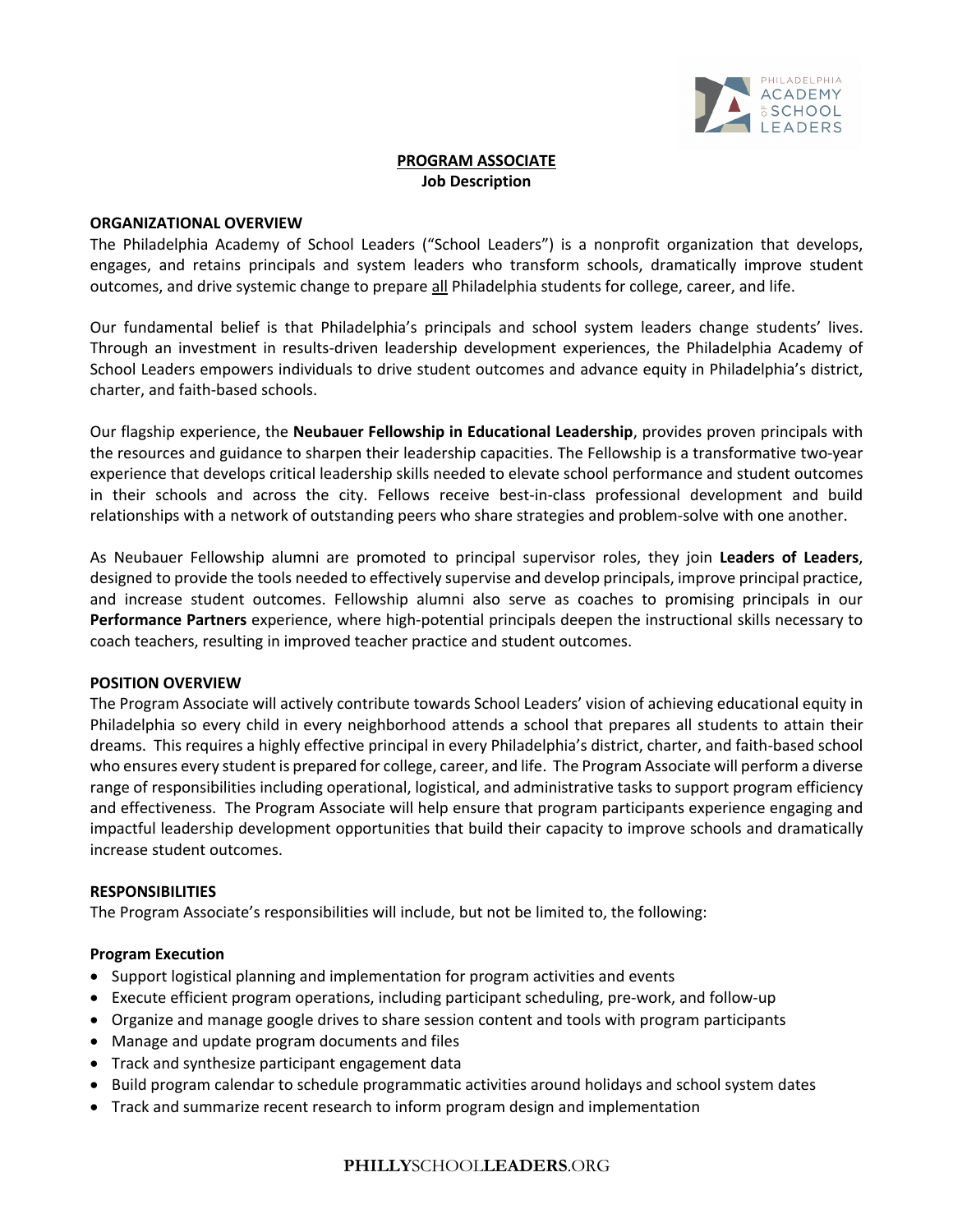# PROGRAM ASSOCIATE

**Job Description**

## ORGANIZATIONAL OVERVIEW

The Philadelphia Academy of School Leaders ("School Leaders") is a nonprofit organization that develops, engages, and retains principals and system leaders who transform schools, dramatically improve student outcomes, and drive systemic change to prepare all Philadelphia students for college, career, and life.

Our fundamental belief is that Philadelphia's principals and school system leaders change students' lives. Through an investment in results-driven leadership development experiences, the Philadelphia Academy of School Leaders empowers individuals to drive student outcomes and advance equity in Philadelphia's district, charter, and faith-based schools.

Our flagship experience, the **Neubauer Fellowship in Educational Leadership**, provides proven principals with the resources and guidance to sharpen their leadership capacities. The Fellowship is a transformative two-year experience that develops critical leadership skills needed to elevate school performance and student outcomes in their schools and across the city. Fellows receive best-in-class professional development and build relationships with a network of outstanding peers who share strategies and problem-solve with one another.

As Neubauer Fellowship alumni are promoted to principal supervisor roles, they join **Leaders of Leaders**, designed to provide the tools needed to effectively supervise and develop principals, improve principal practice, and increase student outcomes. Fellowship alumni also serve as coaches to promising principals in our **Performance Partners** experience, where high-potential principals deepen the instructional skills necessary to coach teachers, resulting in improved teacher practice and student outcomes.

## POSITION OVERVIEW

The Program Associate will actively contribute towards School Leaders' vision of achieving educational equity in Philadelphia so every child in every neighborhood attends a school that prepares all students to attain their dreams. This requires a highly effective principal in every Philadelphia's district, charter, and faith-based school who ensures every student is prepared for college, career, and life. The Program Associate will perform a diverse range of responsibilities including operational, logistical, and administrative tasks to support program efficiency and effectiveness. The Program Associate will help ensure that program participants experience engaging and impactful leadership development opportunities that build their capacity to improve schools and dramatically increase student outcomes.

## RESPONSIBILITIES

The Program Associate's responsibilities will include, but not be limited to, the following:

### Program Execution

- Support logistical planning and implementation for program activities and events
- Execute efficient program operations, including participant scheduling, pre-work, and follow-up
- Organize and manage google drives to share session content and tools with program participants
- Manage and update program documents and files
- Track and synthesize participant engagement data
- Build program calendar to schedule programmatic activities around holidays and school system dates
- Track and summarize recent research to inform program design and implementation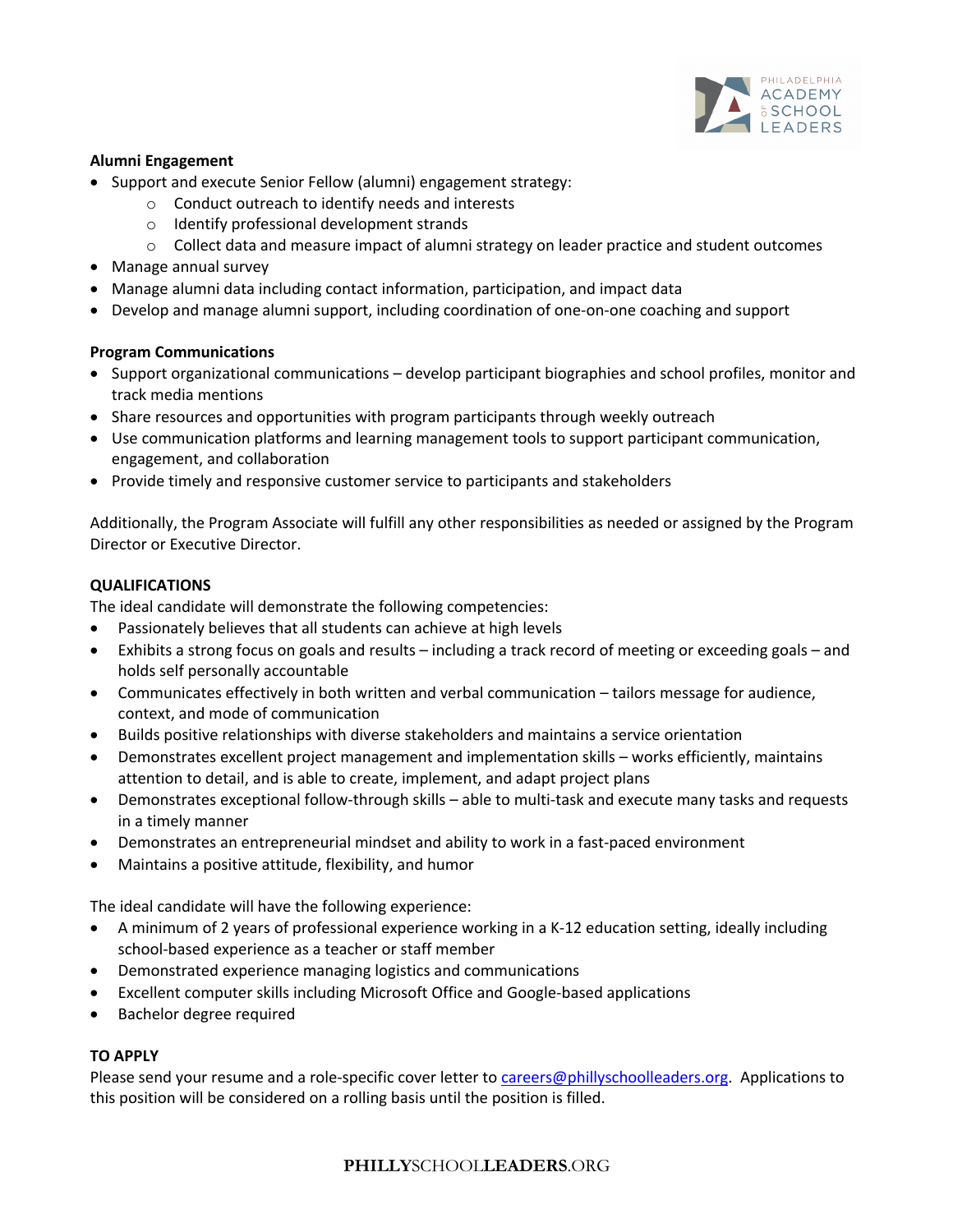**Alumni Engagement**

- Support and execute Senior Fellow (alumni) engagement strategy:
    - Conduct outreach to identify needs and interests
    - Identify professional development strands
    - Collect data and measure impact of alumni strategy on leader practice and student outcomes
- Manage annual survey
- Manage alumni data including contact information, participation, and impact data
- Develop and manage alumni support, including coordination of one-on-one coaching and support

**Program Communications**

- Support organizational communications – develop participant biographies and school profiles, monitor and track media mentions
- Share resources and opportunities with program participants through weekly outreach
- Use communication platforms and learning management tools to support participant communication, engagement, and collaboration
- Provide timely and responsive customer service to participants and stakeholders

Additionally, the Program Associate will fulfill any other responsibilities as needed or assigned by the Program Director or Executive Director.

**QUALIFICATIONS**

The ideal candidate will demonstrate the following competencies:

- Passionately believes that all students can achieve at high levels
- Exhibits a strong focus on goals and results – including a track record of meeting or exceeding goals – and holds self personally accountable
- Communicates effectively in both written and verbal communication – tailors message for audience, context, and mode of communication
- Builds positive relationships with diverse stakeholders and maintains a service orientation
- Demonstrates excellent project management and implementation skills – works efficiently, maintains attention to detail, and is able to create, implement, and adapt project plans
- Demonstrates exceptional follow-through skills – able to multi-task and execute many tasks and requests in a timely manner
- Demonstrates an entrepreneurial mindset and ability to work in a fast-paced environment
- Maintains a positive attitude, flexibility, and humor

The ideal candidate will have the following experience:

- A minimum of 2 years of professional experience working in a K-12 education setting, ideally including school-based experience as a teacher or staff member
- Demonstrated experience managing logistics and communications
- Excellent computer skills including Microsoft Office and Google-based applications
- Bachelor degree required

**TO APPLY**

Please send your resume and a role-specific cover letter to careers@phillyschoolleaders.org. Applications to this position will be considered on a rolling basis until the position is filled.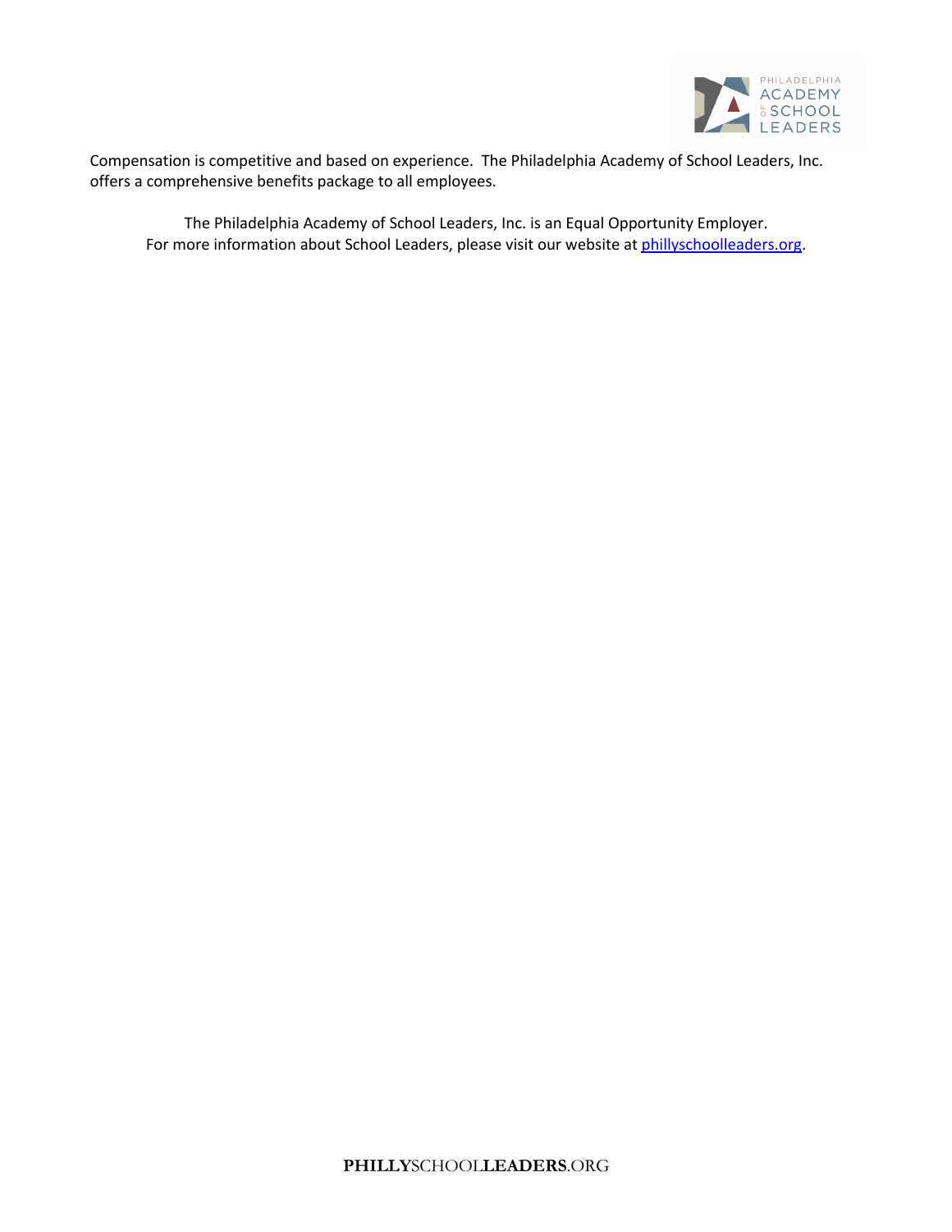Compensation is competitive and based on experience. The Philadelphia Academy of School Leaders, Inc. offers a comprehensive benefits package to all employees.

The Philadelphia Academy of School Leaders, Inc. is an Equal Opportunity Employer.
For more information about School Leaders, please visit our website at [phillyschoolleaders.org](phillyschoolleaders.org).